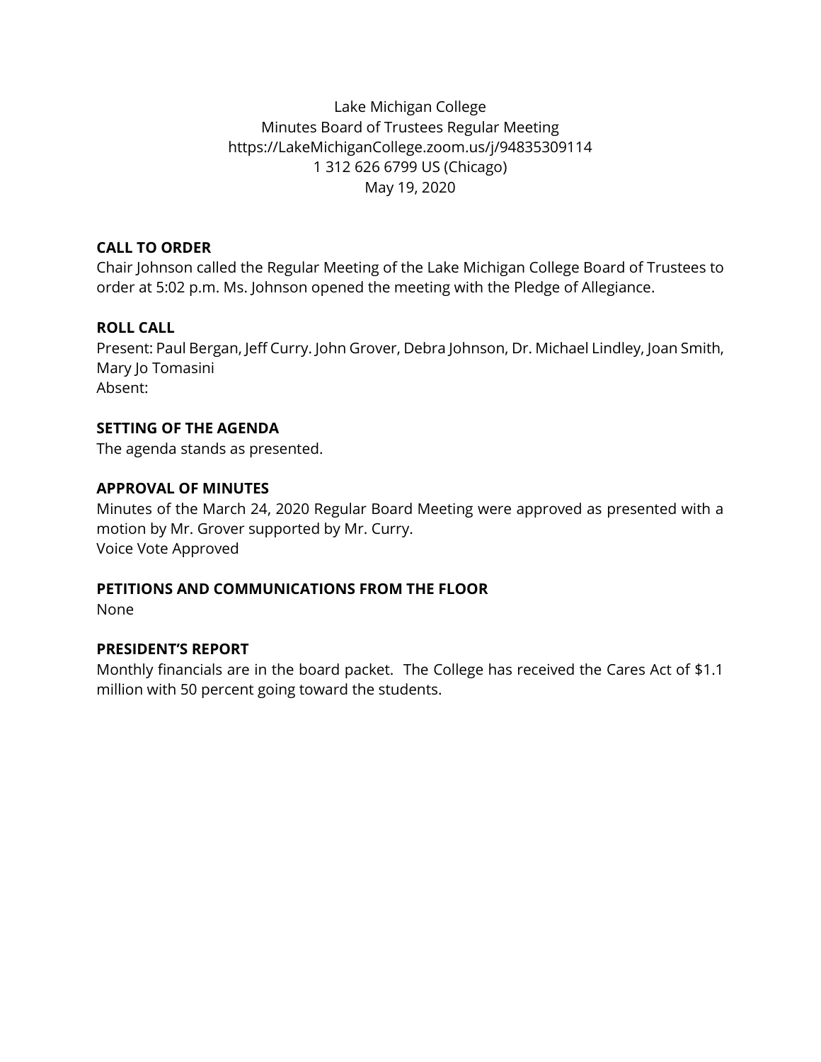Lake Michigan College
Minutes Board of Trustees Regular Meeting
https://LakeMichiganCollege.zoom.us/j/94835309114
1 312 626 6799 US (Chicago)
May 19, 2020

**CALL TO ORDER**
Chair Johnson called the Regular Meeting of the Lake Michigan College Board of Trustees to order at 5:02 p.m. Ms. Johnson opened the meeting with the Pledge of Allegiance.

**ROLL CALL**
Present: Paul Bergan, Jeff Curry. John Grover, Debra Johnson, Dr. Michael Lindley, Joan Smith, Mary Jo Tomasini
Absent:

**SETTING OF THE AGENDA**
The agenda stands as presented.

**APPROVAL OF MINUTES**
Minutes of the March 24, 2020 Regular Board Meeting were approved as presented with a motion by Mr. Grover supported by Mr. Curry.
Voice Vote Approved

**PETITIONS AND COMMUNICATIONS FROM THE FLOOR**
None

**PRESIDENT'S REPORT**
Monthly financials are in the board packet. The College has received the Cares Act of $1.1 million with 50 percent going toward the students.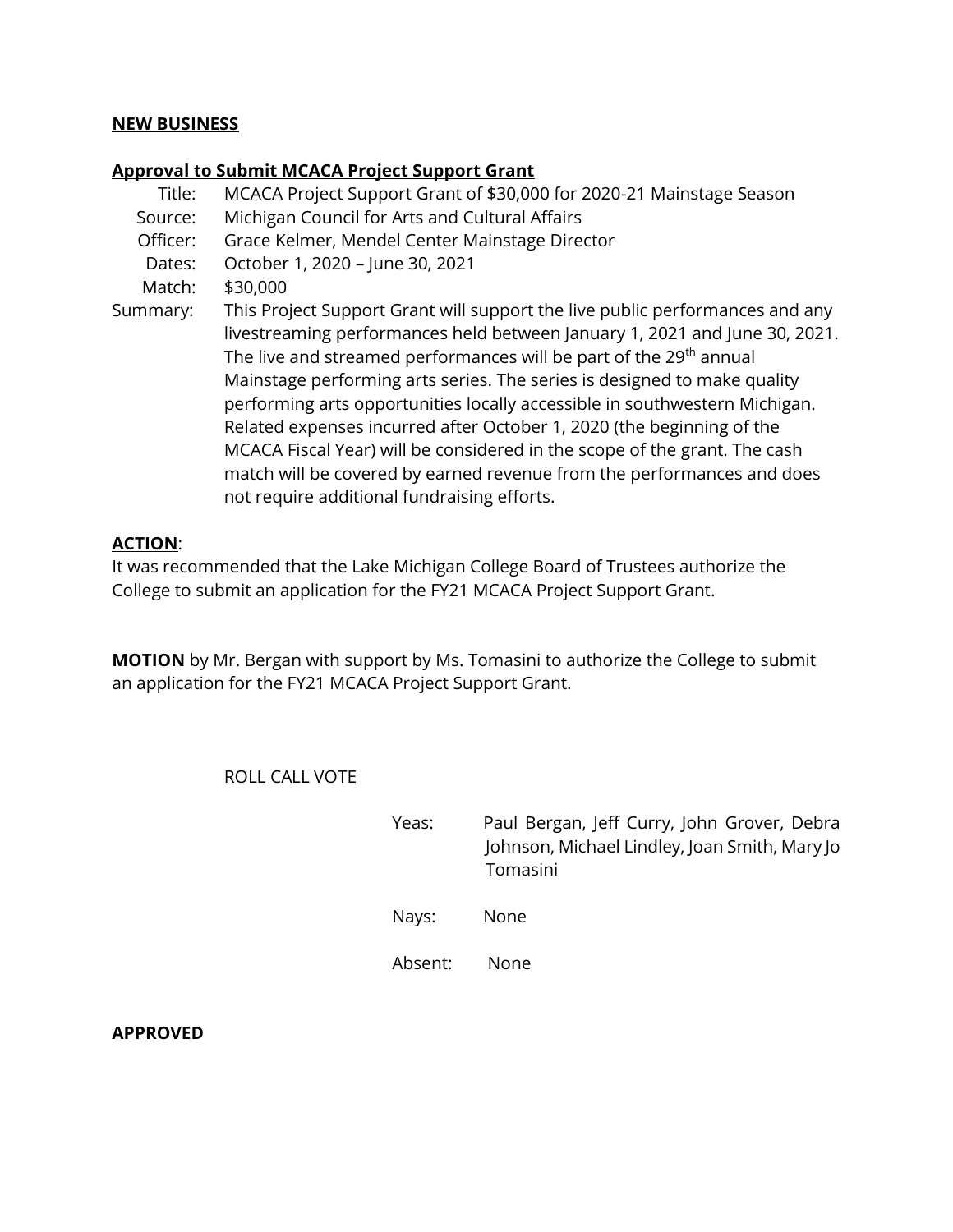**NEW BUSINESS**

**Approval to Submit MCACA Project Support Grant**

Title: MCACA Project Support Grant of $30,000 for 2020-21 Mainstage Season

Source: Michigan Council for Arts and Cultural Affairs

Officer: Grace Kelmer, Mendel Center Mainstage Director

Dates: October 1, 2020 – June 30, 2021

Match: $30,000

Summary: This Project Support Grant will support the live public performances and any livestreaming performances held between January 1, 2021 and June 30, 2021. The live and streamed performances will be part of the 29th annual Mainstage performing arts series. The series is designed to make quality performing arts opportunities locally accessible in southwestern Michigan. Related expenses incurred after October 1, 2020 (the beginning of the MCACA Fiscal Year) will be considered in the scope of the grant. The cash match will be covered by earned revenue from the performances and does not require additional fundraising efforts.

**ACTION**:

It was recommended that the Lake Michigan College Board of Trustees authorize the College to submit an application for the FY21 MCACA Project Support Grant.

**MOTION** by Mr. Bergan with support by Ms. Tomasini to authorize the College to submit an application for the FY21 MCACA Project Support Grant.

ROLL CALL VOTE

Yeas: Paul Bergan, Jeff Curry, John Grover, Debra Johnson, Michael Lindley, Joan Smith, Mary Jo Tomasini

Nays: None

Absent: None

**APPROVED**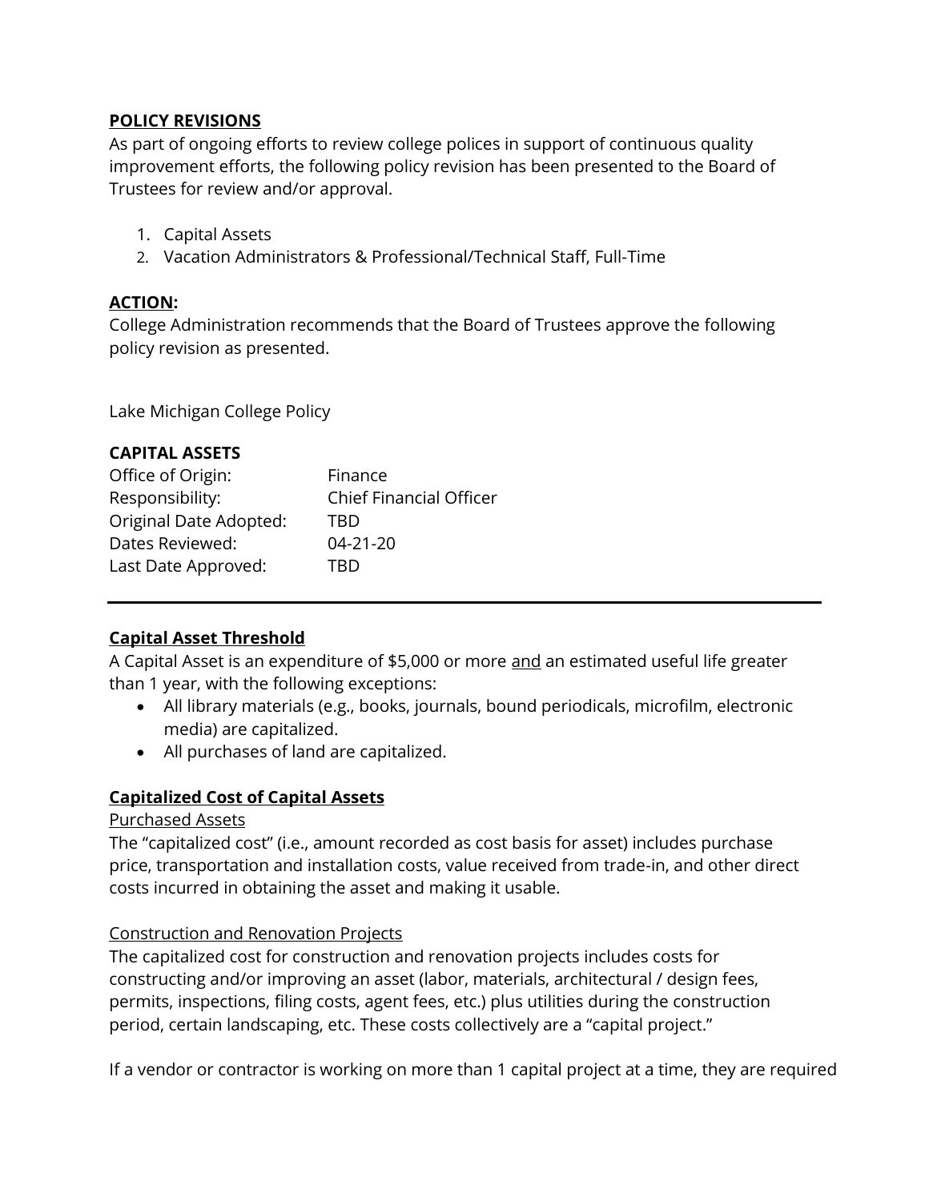**POLICY REVISIONS**

As part of ongoing efforts to review college polices in support of continuous quality improvement efforts, the following policy revision has been presented to the Board of Trustees for review and/or approval.

1. Capital Assets
2. Vacation Administrators & Professional/Technical Staff, Full-Time

**ACTION:**

College Administration recommends that the Board of Trustees approve the following policy revision as presented.

Lake Michigan College Policy

**CAPITAL ASSETS**

| | |
|---|---|
| Office of Origin: | Finance |
| Responsibility: | Chief Financial Officer |
| Original Date Adopted: | TBD |
| Dates Reviewed: | 04-21-20 |
| Last Date Approved: | TBD |

---

**Capital Asset Threshold**

A Capital Asset is an expenditure of $5,000 or more and an estimated useful life greater than 1 year, with the following exceptions:

- All library materials (e.g., books, journals, bound periodicals, microfilm, electronic media) are capitalized.
- All purchases of land are capitalized.

**Capitalized Cost of Capital Assets**

Purchased Assets

The "capitalized cost" (i.e., amount recorded as cost basis for asset) includes purchase price, transportation and installation costs, value received from trade-in, and other direct costs incurred in obtaining the asset and making it usable.

Construction and Renovation Projects

The capitalized cost for construction and renovation projects includes costs for constructing and/or improving an asset (labor, materials, architectural / design fees, permits, inspections, filing costs, agent fees, etc.) plus utilities during the construction period, certain landscaping, etc. These costs collectively are a "capital project."

If a vendor or contractor is working on more than 1 capital project at a time, they are required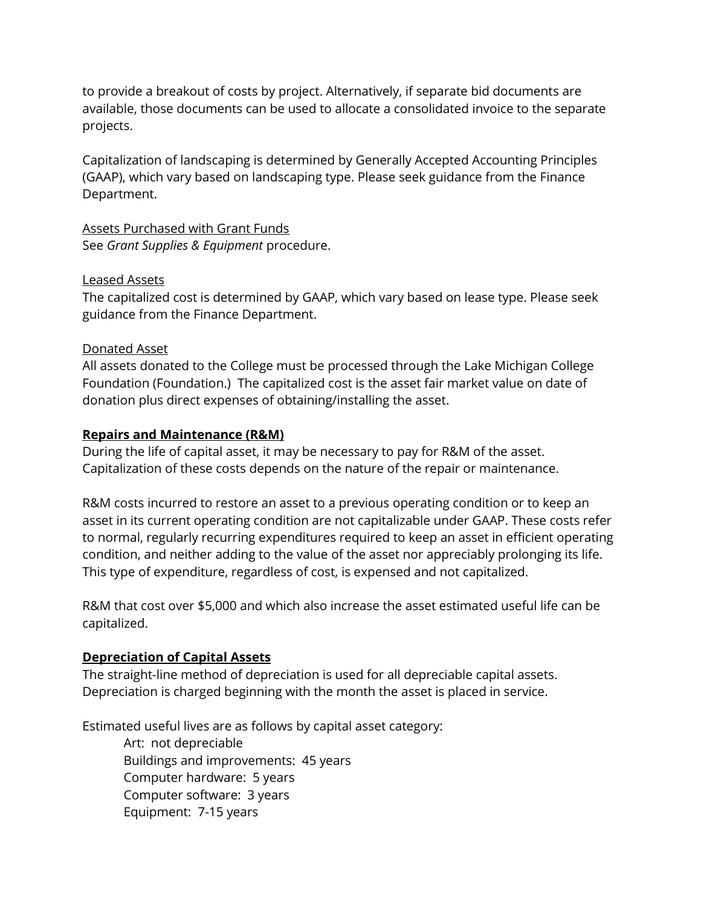to provide a breakout of costs by project. Alternatively, if separate bid documents are available, those documents can be used to allocate a consolidated invoice to the separate projects.

Capitalization of landscaping is determined by Generally Accepted Accounting Principles (GAAP), which vary based on landscaping type. Please seek guidance from the Finance Department.

<u>Assets Purchased with Grant Funds</u>
See *Grant Supplies & Equipment* procedure.

<u>Leased Assets</u>
The capitalized cost is determined by GAAP, which vary based on lease type. Please seek guidance from the Finance Department.

<u>Donated Asset</u>
All assets donated to the College must be processed through the Lake Michigan College Foundation (Foundation.) The capitalized cost is the asset fair market value on date of donation plus direct expenses of obtaining/installing the asset.

**<u>Repairs and Maintenance (R&M)</u>**
During the life of capital asset, it may be necessary to pay for R&M of the asset. Capitalization of these costs depends on the nature of the repair or maintenance.

R&M costs incurred to restore an asset to a previous operating condition or to keep an asset in its current operating condition are not capitalizable under GAAP. These costs refer to normal, regularly recurring expenditures required to keep an asset in efficient operating condition, and neither adding to the value of the asset nor appreciably prolonging its life. This type of expenditure, regardless of cost, is expensed and not capitalized.

R&M that cost over $5,000 and which also increase the asset estimated useful life can be capitalized.

**<u>Depreciation of Capital Assets</u>**
The straight-line method of depreciation is used for all depreciable capital assets. Depreciation is charged beginning with the month the asset is placed in service.

Estimated useful lives are as follows by capital asset category:

- Art: not depreciable
- Buildings and improvements: 45 years
- Computer hardware: 5 years
- Computer software: 3 years
- Equipment: 7-15 years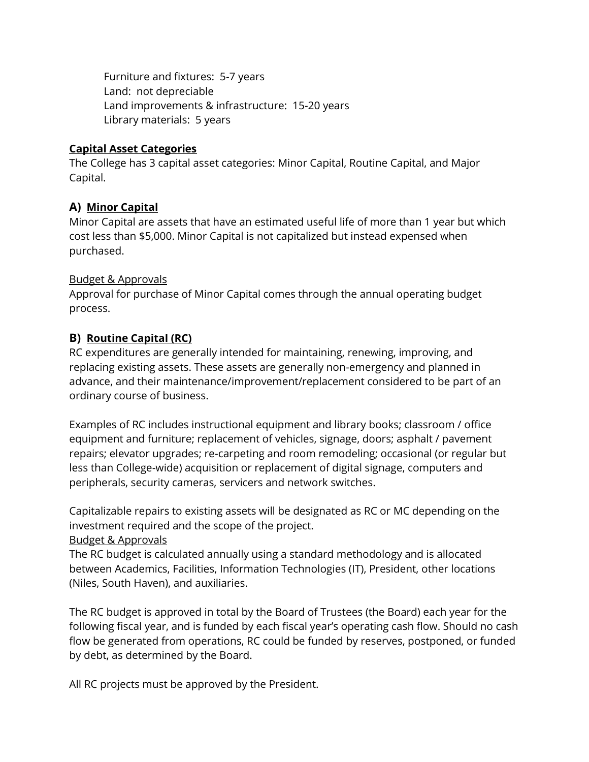Furniture and fixtures: 5-7 years
Land: not depreciable
Land improvements & infrastructure: 15-20 years
Library materials: 5 years

**Capital Asset Categories**

The College has 3 capital asset categories: Minor Capital, Routine Capital, and Major Capital.

### A) Minor Capital

Minor Capital are assets that have an estimated useful life of more than 1 year but which cost less than $5,000. Minor Capital is not capitalized but instead expensed when purchased.

Budget & Approvals

Approval for purchase of Minor Capital comes through the annual operating budget process.

### B) Routine Capital (RC)

RC expenditures are generally intended for maintaining, renewing, improving, and replacing existing assets. These assets are generally non-emergency and planned in advance, and their maintenance/improvement/replacement considered to be part of an ordinary course of business.

Examples of RC includes instructional equipment and library books; classroom / office equipment and furniture; replacement of vehicles, signage, doors; asphalt / pavement repairs; elevator upgrades; re-carpeting and room remodeling; occasional (or regular but less than College-wide) acquisition or replacement of digital signage, computers and peripherals, security cameras, servicers and network switches.

Capitalizable repairs to existing assets will be designated as RC or MC depending on the investment required and the scope of the project.

Budget & Approvals

The RC budget is calculated annually using a standard methodology and is allocated between Academics, Facilities, Information Technologies (IT), President, other locations (Niles, South Haven), and auxiliaries.

The RC budget is approved in total by the Board of Trustees (the Board) each year for the following fiscal year, and is funded by each fiscal year's operating cash flow. Should no cash flow be generated from operations, RC could be funded by reserves, postponed, or funded by debt, as determined by the Board.

All RC projects must be approved by the President.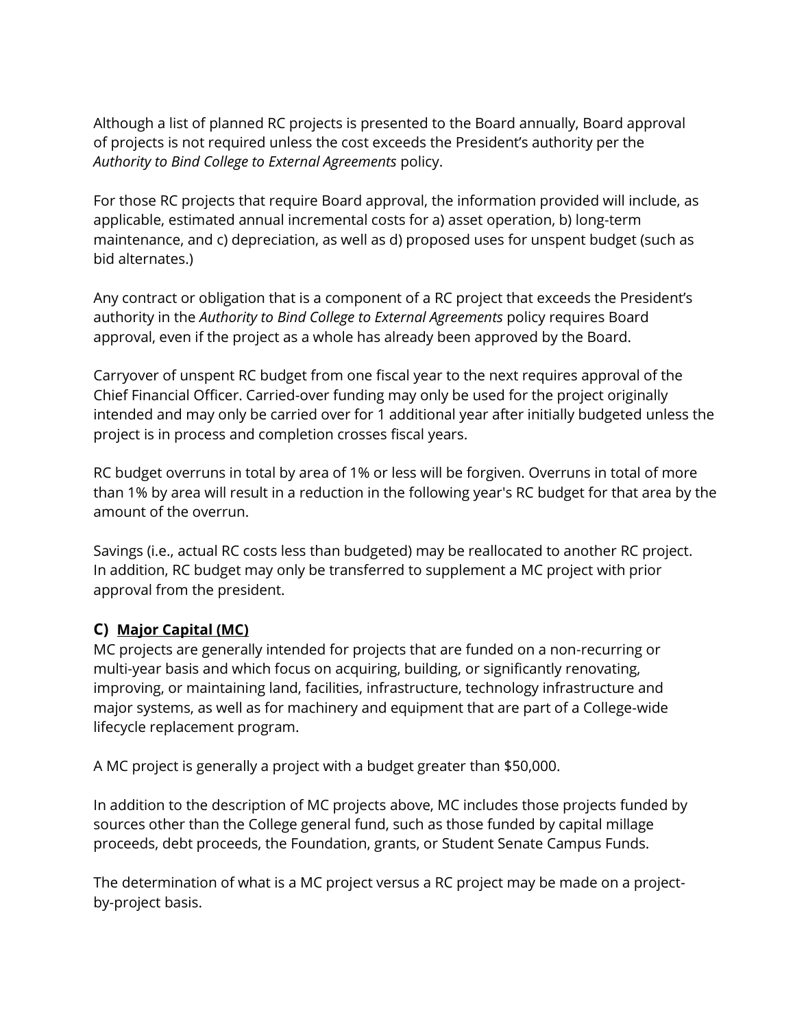Although a list of planned RC projects is presented to the Board annually, Board approval of projects is not required unless the cost exceeds the President's authority per the *Authority to Bind College to External Agreements* policy.

For those RC projects that require Board approval, the information provided will include, as applicable, estimated annual incremental costs for a) asset operation, b) long-term maintenance, and c) depreciation, as well as d) proposed uses for unspent budget (such as bid alternates.)

Any contract or obligation that is a component of a RC project that exceeds the President's authority in the *Authority to Bind College to External Agreements* policy requires Board approval, even if the project as a whole has already been approved by the Board.

Carryover of unspent RC budget from one fiscal year to the next requires approval of the Chief Financial Officer. Carried-over funding may only be used for the project originally intended and may only be carried over for 1 additional year after initially budgeted unless the project is in process and completion crosses fiscal years.

RC budget overruns in total by area of 1% or less will be forgiven. Overruns in total of more than 1% by area will result in a reduction in the following year's RC budget for that area by the amount of the overrun.

Savings (i.e., actual RC costs less than budgeted) may be reallocated to another RC project. In addition, RC budget may only be transferred to supplement a MC project with prior approval from the president.

### C) <u>Major Capital (MC)</u>

MC projects are generally intended for projects that are funded on a non-recurring or multi-year basis and which focus on acquiring, building, or significantly renovating, improving, or maintaining land, facilities, infrastructure, technology infrastructure and major systems, as well as for machinery and equipment that are part of a College-wide lifecycle replacement program.

A MC project is generally a project with a budget greater than $50,000.

In addition to the description of MC projects above, MC includes those projects funded by sources other than the College general fund, such as those funded by capital millage proceeds, debt proceeds, the Foundation, grants, or Student Senate Campus Funds.

The determination of what is a MC project versus a RC project may be made on a project-by-project basis.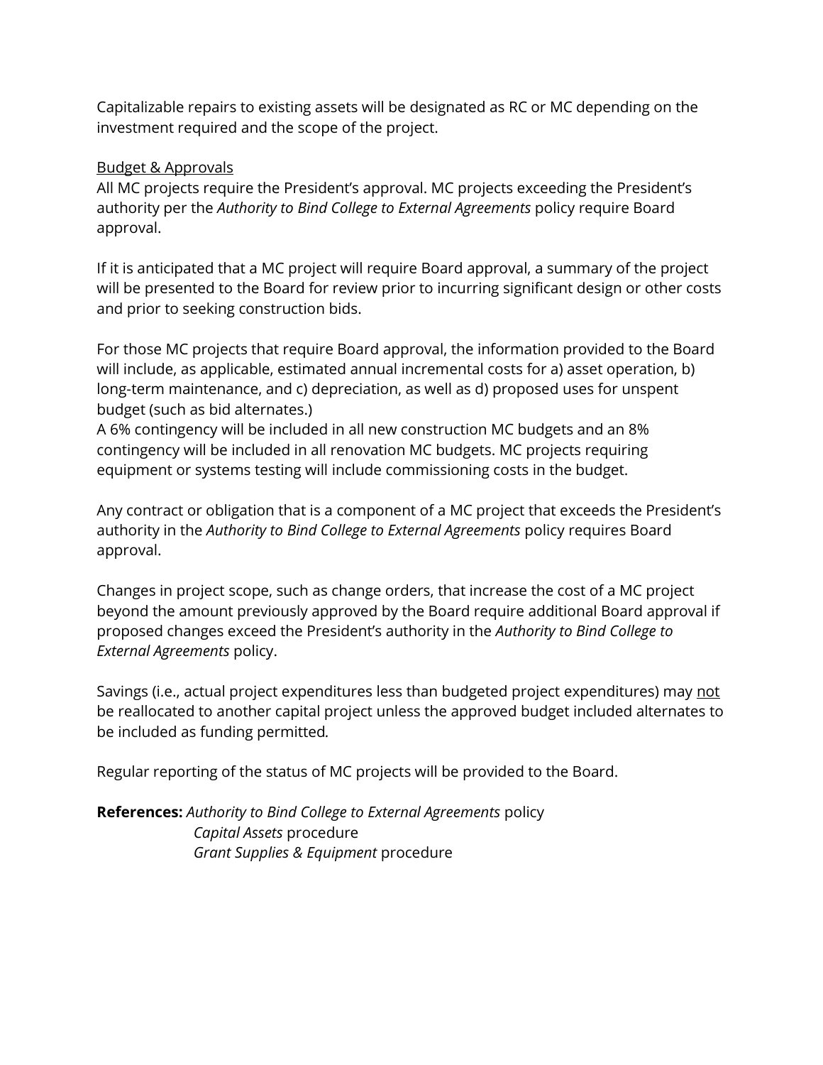Capitalizable repairs to existing assets will be designated as RC or MC depending on the investment required and the scope of the project.

<u>Budget & Approvals</u>

All MC projects require the President's approval. MC projects exceeding the President's authority per the *Authority to Bind College to External Agreements* policy require Board approval.

If it is anticipated that a MC project will require Board approval, a summary of the project will be presented to the Board for review prior to incurring significant design or other costs and prior to seeking construction bids.

For those MC projects that require Board approval, the information provided to the Board will include, as applicable, estimated annual incremental costs for a) asset operation, b) long-term maintenance, and c) depreciation, as well as d) proposed uses for unspent budget (such as bid alternates.)

A 6% contingency will be included in all new construction MC budgets and an 8% contingency will be included in all renovation MC budgets. MC projects requiring equipment or systems testing will include commissioning costs in the budget.

Any contract or obligation that is a component of a MC project that exceeds the President's authority in the *Authority to Bind College to External Agreements* policy requires Board approval.

Changes in project scope, such as change orders, that increase the cost of a MC project beyond the amount previously approved by the Board require additional Board approval if proposed changes exceed the President's authority in the *Authority to Bind College to External Agreements* policy.

Savings (i.e., actual project expenditures less than budgeted project expenditures) may <u>not</u> be reallocated to another capital project unless the approved budget included alternates to be included as funding permitted.

Regular reporting of the status of MC projects will be provided to the Board.

**References:** *Authority to Bind College to External Agreements* policy
*Capital Assets* procedure
*Grant Supplies & Equipment* procedure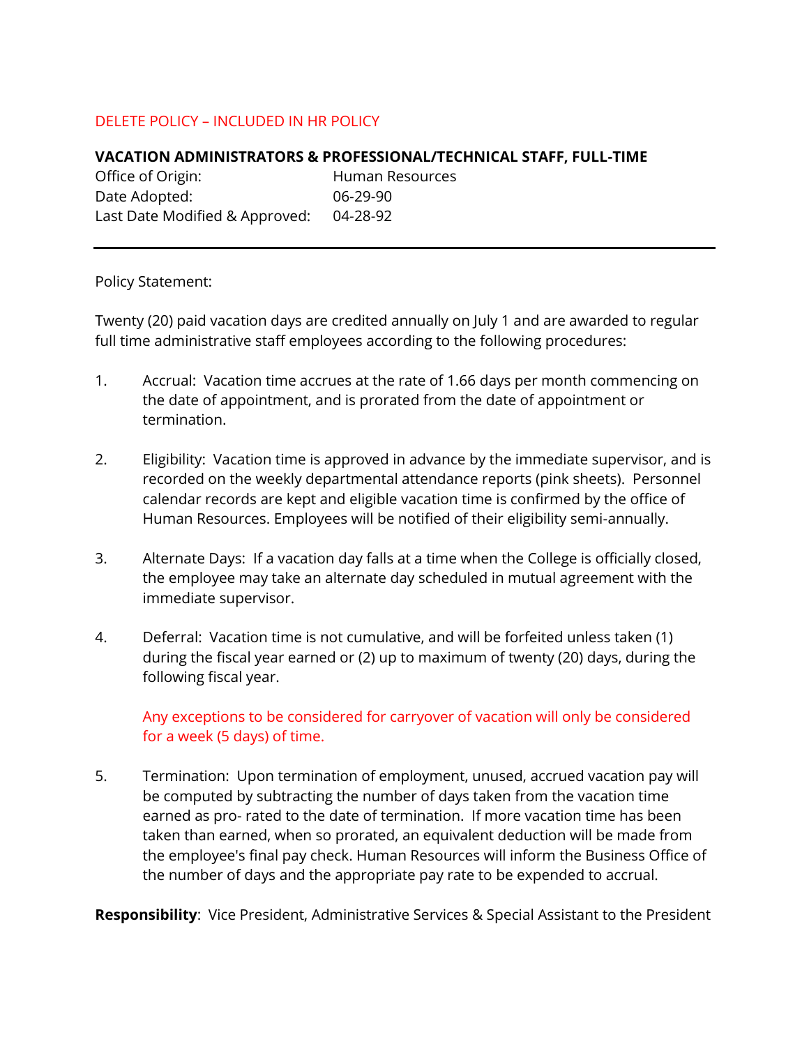DELETE POLICY – INCLUDED IN HR POLICY

## VACATION ADMINISTRATORS & PROFESSIONAL/TECHNICAL STAFF, FULL-TIME

Office of Origin: Human Resources
Date Adopted: 06-29-90
Last Date Modified & Approved: 04-28-92

---

Policy Statement:

Twenty (20) paid vacation days are credited annually on July 1 and are awarded to regular full time administrative staff employees according to the following procedures:

1. Accrual: Vacation time accrues at the rate of 1.66 days per month commencing on the date of appointment, and is prorated from the date of appointment or termination.

2. Eligibility: Vacation time is approved in advance by the immediate supervisor, and is recorded on the weekly departmental attendance reports (pink sheets). Personnel calendar records are kept and eligible vacation time is confirmed by the office of Human Resources. Employees will be notified of their eligibility semi-annually.

3. Alternate Days: If a vacation day falls at a time when the College is officially closed, the employee may take an alternate day scheduled in mutual agreement with the immediate supervisor.

4. Deferral: Vacation time is not cumulative, and will be forfeited unless taken (1) during the fiscal year earned or (2) up to maximum of twenty (20) days, during the following fiscal year.

   Any exceptions to be considered for carryover of vacation will only be considered for a week (5 days) of time.

5. Termination: Upon termination of employment, unused, accrued vacation pay will be computed by subtracting the number of days taken from the vacation time earned as pro- rated to the date of termination. If more vacation time has been taken than earned, when so prorated, an equivalent deduction will be made from the employee's final pay check. Human Resources will inform the Business Office of the number of days and the appropriate pay rate to be expended to accrual.

**Responsibility**: Vice President, Administrative Services & Special Assistant to the President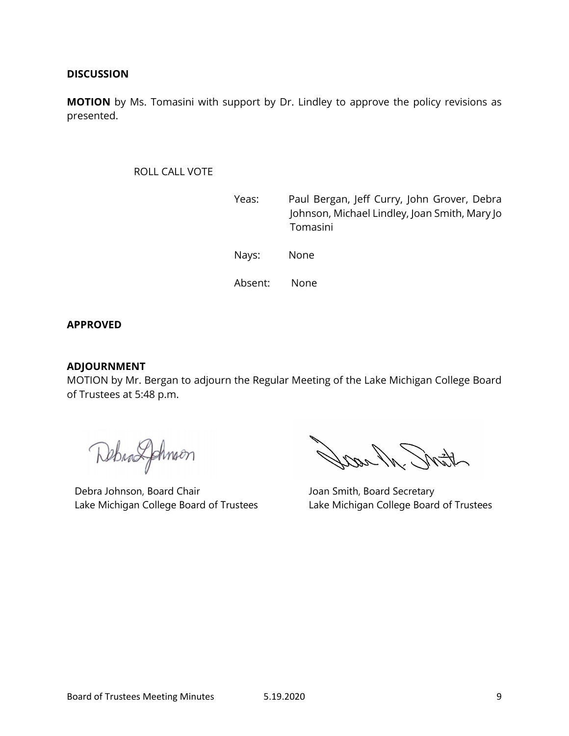**DISCUSSION**

**MOTION** by Ms. Tomasini with support by Dr. Lindley to approve the policy revisions as presented.

ROLL CALL VOTE

Yeas: Paul Bergan, Jeff Curry, John Grover, Debra Johnson, Michael Lindley, Joan Smith, Mary Jo Tomasini

Nays: None

Absent: None

**APPROVED**

**ADJOURNMENT**

MOTION by Mr. Bergan to adjourn the Regular Meeting of the Lake Michigan College Board of Trustees at 5:48 p.m.

Debra Johnson, Board Chair
Lake Michigan College Board of Trustees

Joan Smith, Board Secretary
Lake Michigan College Board of Trustees